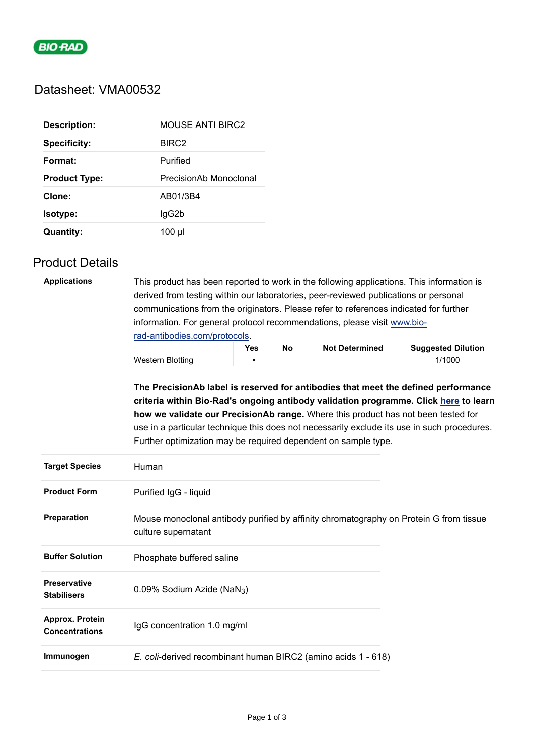BIO-RAD

# Datasheet: VMA00532

| | |
|---|---|
| **Description:** | MOUSE ANTI BIRC2 |
| **Specificity:** | BIRC2 |
| **Format:** | Purified |
| **Product Type:** | PrecisionAb Monoclonal |
| **Clone:** | AB01/3B4 |
| **Isotype:** | IgG2b |
| **Quantity:** | 100 µl |

## Product Details

**Applications**

This product has been reported to work in the following applications. This information is derived from testing within our laboratories, peer-reviewed publications or personal communications from the originators. Please refer to references indicated for further information. For general protocol recommendations, please visit [www.bio-rad-antibodies.com/protocols](www.bio-rad-antibodies.com/protocols).

| | Yes | No | Not Determined | Suggested Dilution |
|---|---|---|---|---|
| Western Blotting | ▪ | | | 1/1000 |

**The PrecisionAb label is reserved for antibodies that meet the defined performance criteria within Bio-Rad's ongoing antibody validation programme. Click here to learn how we validate our PrecisionAb range.** Where this product has not been tested for use in a particular technique this does not necessarily exclude its use in such procedures. Further optimization may be required dependent on sample type.

| | |
|---|---|
| **Target Species** | Human |
| **Product Form** | Purified IgG - liquid |
| **Preparation** | Mouse monoclonal antibody purified by affinity chromatography on Protein G from tissue culture supernatant |
| **Buffer Solution** | Phosphate buffered saline |
| **Preservative Stabilisers** | 0.09% Sodium Azide ($NaN_3$) |
| **Approx. Protein Concentrations** | IgG concentration 1.0 mg/ml |
| **Immunogen** | *E. coli*-derived recombinant human BIRC2 (amino acids 1 - 618) |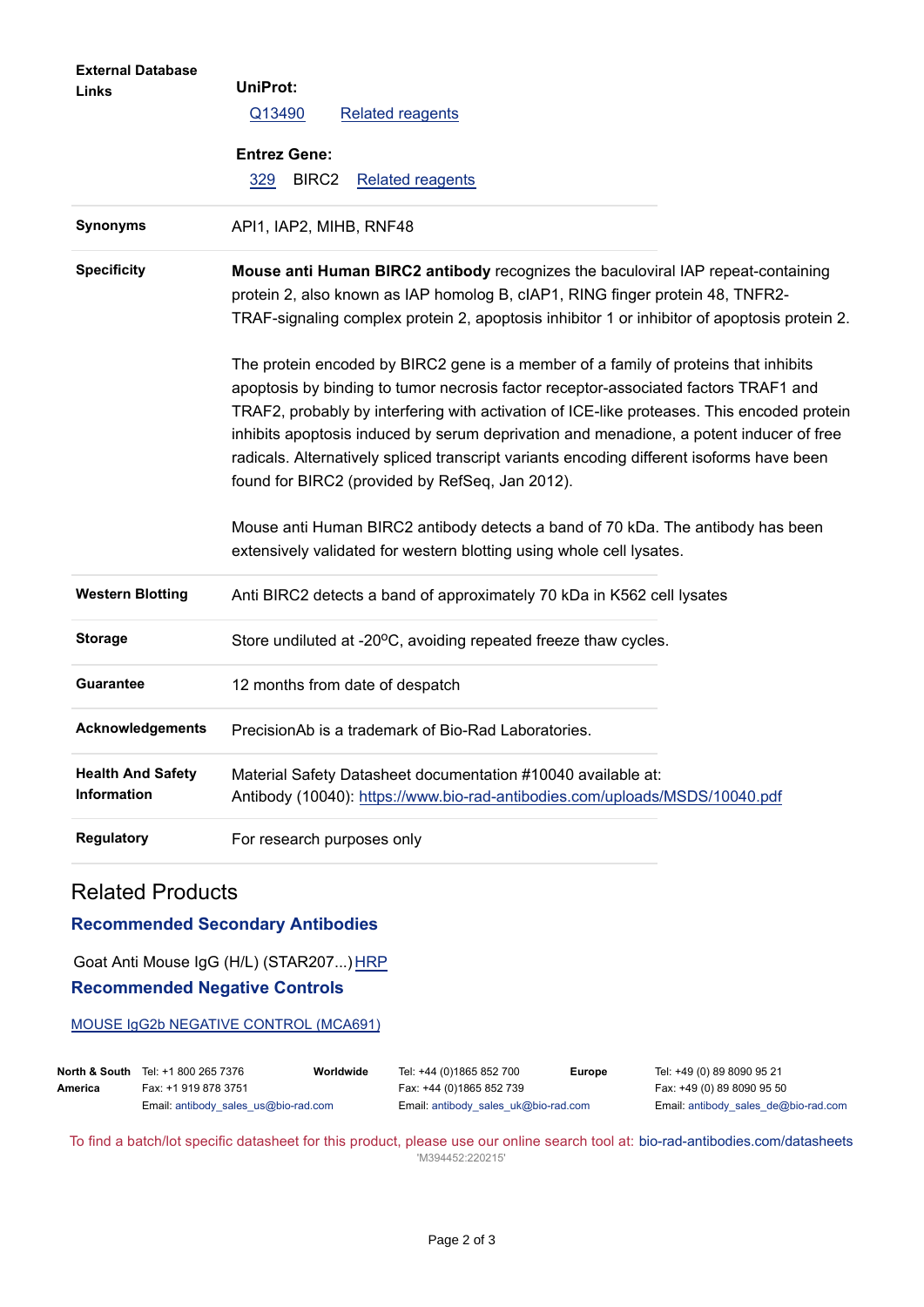| | |
|---|---|
| **External Database Links** | **UniProt:**<br>Q13490 Related reagents<br><br>**Entrez Gene:**<br>329 BIRC2 Related reagents |
| **Synonyms** | API1, IAP2, MIHB, RNF48 |
| **Specificity** | **Mouse anti Human BIRC2 antibody** recognizes the baculoviral IAP repeat-containing protein 2, also known as IAP homolog B, cIAP1, RING finger protein 48, TNFR2-TRAF-signaling complex protein 2, apoptosis inhibitor 1 or inhibitor of apoptosis protein 2.<br><br>The protein encoded by BIRC2 gene is a member of a family of proteins that inhibits apoptosis by binding to tumor necrosis factor receptor-associated factors TRAF1 and TRAF2, probably by interfering with activation of ICE-like proteases. This encoded protein inhibits apoptosis induced by serum deprivation and menadione, a potent inducer of free radicals. Alternatively spliced transcript variants encoding different isoforms have been found for BIRC2 (provided by RefSeq, Jan 2012).<br><br>Mouse anti Human BIRC2 antibody detects a band of 70 kDa. The antibody has been extensively validated for western blotting using whole cell lysates. |
| **Western Blotting** | Anti BIRC2 detects a band of approximately 70 kDa in K562 cell lysates |
| **Storage** | Store undiluted at -20$^{o}$C, avoiding repeated freeze thaw cycles. |
| **Guarantee** | 12 months from date of despatch |
| **Acknowledgements** | PrecisionAb is a trademark of Bio-Rad Laboratories. |
| **Health And Safety Information** | Material Safety Datasheet documentation #10040 available at:<br>Antibody (10040): https://www.bio-rad-antibodies.com/uploads/MSDS/10040.pdf |
| **Regulatory** | For research purposes only |

## Related Products

### Recommended Secondary Antibodies

Goat Anti Mouse IgG (H/L) (STAR207...) HRP

### Recommended Negative Controls

MOUSE IgG2b NEGATIVE CONTROL (MCA691)

| | | | | | |
|---|---|---|---|---|---|
| **North & South America** | Tel: +1 800 265 7376<br>Fax: +1 919 878 3751<br>Email: antibody_sales_us@bio-rad.com | **Worldwide** | Tel: +44 (0)1865 852 700<br>Fax: +44 (0)1865 852 739<br>Email: antibody_sales_uk@bio-rad.com | **Europe** | Tel: +49 (0) 89 8090 95 21<br>Fax: +49 (0) 89 8090 95 50<br>Email: antibody_sales_de@bio-rad.com |

To find a batch/lot specific datasheet for this product, please use our online search tool at: bio-rad-antibodies.com/datasheets

'M394452:220215'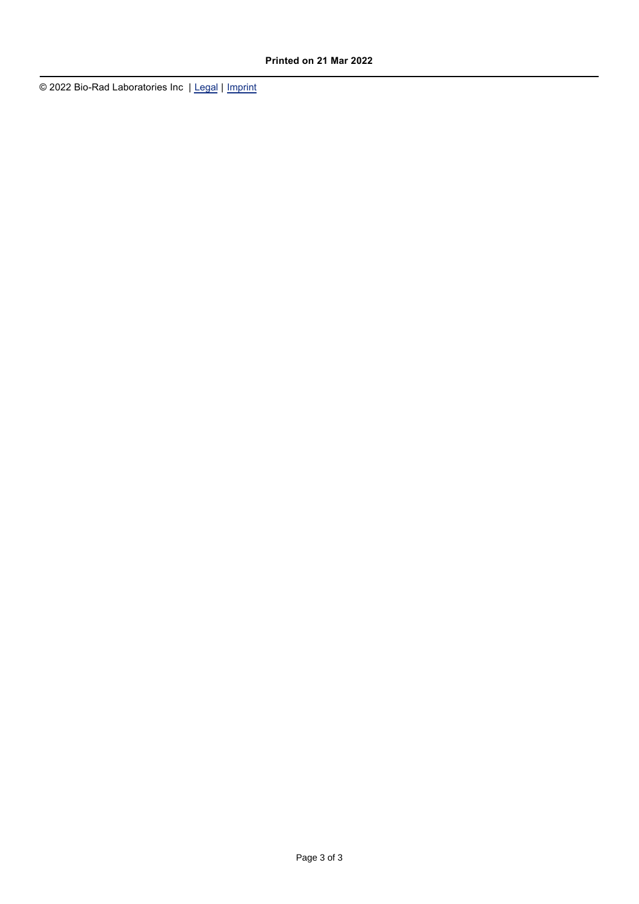**Printed on 21 Mar 2022**

---

© 2022 Bio-Rad Laboratories Inc | Legal | Imprint